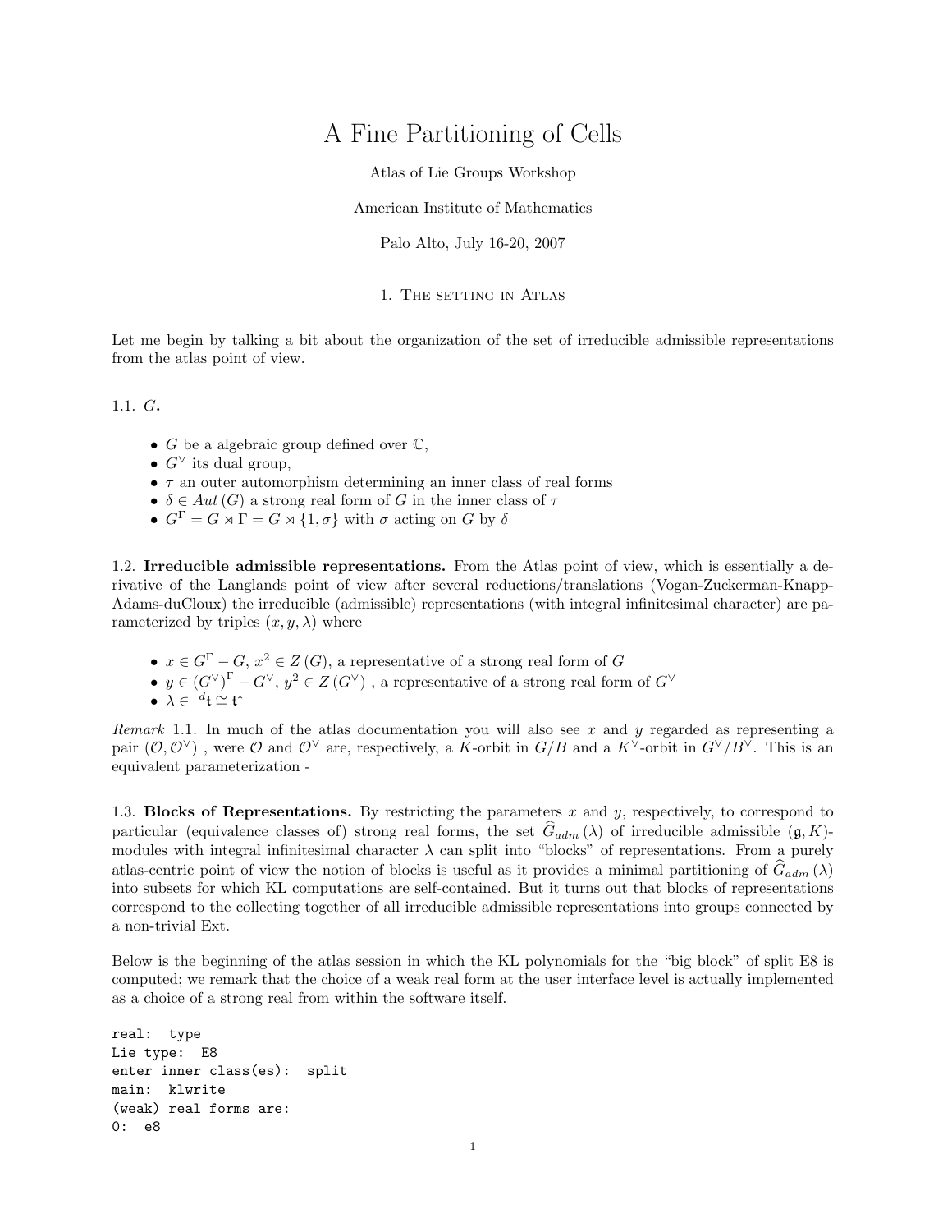# A Fine Partitioning of Cells

Atlas of Lie Groups Workshop

American Institute of Mathematics

Palo Alto, July 16-20, 2007

## 1. The setting in Atlas

Let me begin by talking a bit about the organization of the set of irreducible admissible representations from the atlas point of view.

### 1.1. $G$.

- $G$ be a algebraic group defined over $\mathbb{C}$,
- $G^\vee$ its dual group,
- $\tau$ an outer automorphism determining an inner class of real forms
- $\delta \in Aut(G)$ a strong real form of $G$ in the inner class of $\tau$
- $G^\Gamma = G \rtimes \Gamma = G \rtimes \{1, \sigma\}$ with $\sigma$ acting on $G$ by $\delta$

### 1.2. Irreducible admissible representations.

From the Atlas point of view, which is essentially a derivative of the Langlands point of view after several reductions/translations (Vogan-Zuckerman-Knapp-Adams-duCloux) the irreducible (admissible) representations (with integral infinitesimal character) are parameterized by triples $(x, y, \lambda)$ where

- $x \in G^\Gamma - G$, $x^2 \in Z(G)$, a representative of a strong real form of $G$
- $y \in (G^\vee)^\Gamma - G^\vee$, $y^2 \in Z(G^\vee)$ , a representative of a strong real form of $G^\vee$
- $\lambda \in {}^d\mathfrak{t} \cong \mathfrak{t}^*$

*Remark* 1.1. In much of the atlas documentation you will also see $x$ and $y$ regarded as representing a pair $(\mathcal{O}, \mathcal{O}^\vee)$ , were $\mathcal{O}$ and $\mathcal{O}^\vee$ are, respectively, a $K$-orbit in $G/B$ and a $K^\vee$-orbit in $G^\vee/B^\vee$. This is an equivalent parameterization -

### 1.3. Blocks of Representations.

By restricting the parameters $x$ and $y$, respectively, to correspond to particular (equivalence classes of) strong real forms, the set $\widehat{G}_{adm}(\lambda)$ of irreducible admissible $(\mathfrak{g}, K)$-modules with integral infinitesimal character $\lambda$ can split into "blocks" of representations. From a purely atlas-centric point of view the notion of blocks is useful as it provides a minimal partitioning of $\widehat{G}_{adm}(\lambda)$ into subsets for which KL computations are self-contained. But it turns out that blocks of representations correspond to the collecting together of all irreducible admissible representations into groups connected by a non-trivial Ext.

Below is the beginning of the atlas session in which the KL polynomials for the "big block" of split E8 is computed; we remark that the choice of a weak real form at the user interface level is actually implemented as a choice of a strong real from within the software itself.

```
real:  type
Lie type:  E8
enter inner class(es):  split
main:  klwrite
(weak) real forms are:
0:  e8
```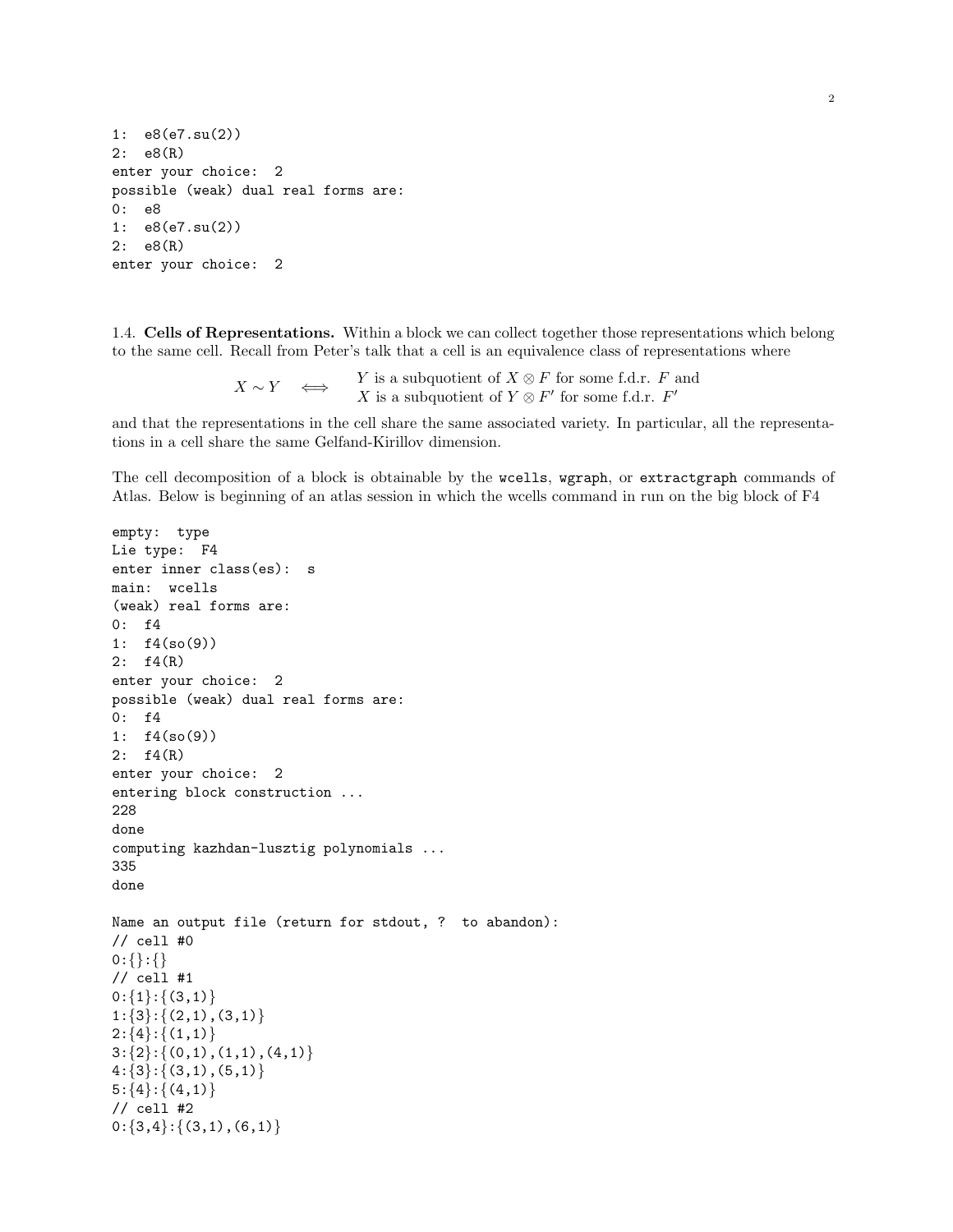```
1:  e8(e7.su(2))
2:  e8(R)
enter your choice:  2
possible (weak) dual real forms are:
0:  e8
1:  e8(e7.su(2))
2:  e8(R)
enter your choice:  2
```

### 1.4. Cells of Representations.

**1.4. Cells of Representations.** Within a block we can collect together those representations which belong to the same cell. Recall from Peter's talk that a cell is an equivalence class of representations where

$$X \sim Y \quad \Longleftrightarrow \quad \begin{array}{l} Y \text{ is a subquotient of } X \otimes F \text{ for some f.d.r. } F \text{ and} \\ X \text{ is a subquotient of } Y \otimes F' \text{ for some f.d.r. } F' \end{array}$$

and that the representations in the cell share the same associated variety. In particular, all the representations in a cell share the same Gelfand-Kirillov dimension.

The cell decomposition of a block is obtainable by the `wcells`, `wgraph`, or `extractgraph` commands of Atlas. Below is beginning of an atlas session in which the wcells command in run on the big block of F4

```
empty:  type
Lie type:  F4
enter inner class(es):  s
main:  wcells
(weak) real forms are:
0:  f4
1:  f4(so(9))
2:  f4(R)
enter your choice:  2
possible (weak) dual real forms are:
0:  f4
1:  f4(so(9))
2:  f4(R)
enter your choice:  2
entering block construction ...
228
done
computing kazhdan-lusztig polynomials ...
335
done

Name an output file (return for stdout, ?  to abandon):
// cell #0
0:{}:{}
// cell #1
0:{1}:{(3,1)}
1:{3}:{(2,1),(3,1)}
2:{4}:{(1,1)}
3:{2}:{(0,1),(1,1),(4,1)}
4:{3}:{(3,1),(5,1)}
5:{4}:{(4,1)}
// cell #2
0:{3,4}:{(3,1),(6,1)}
```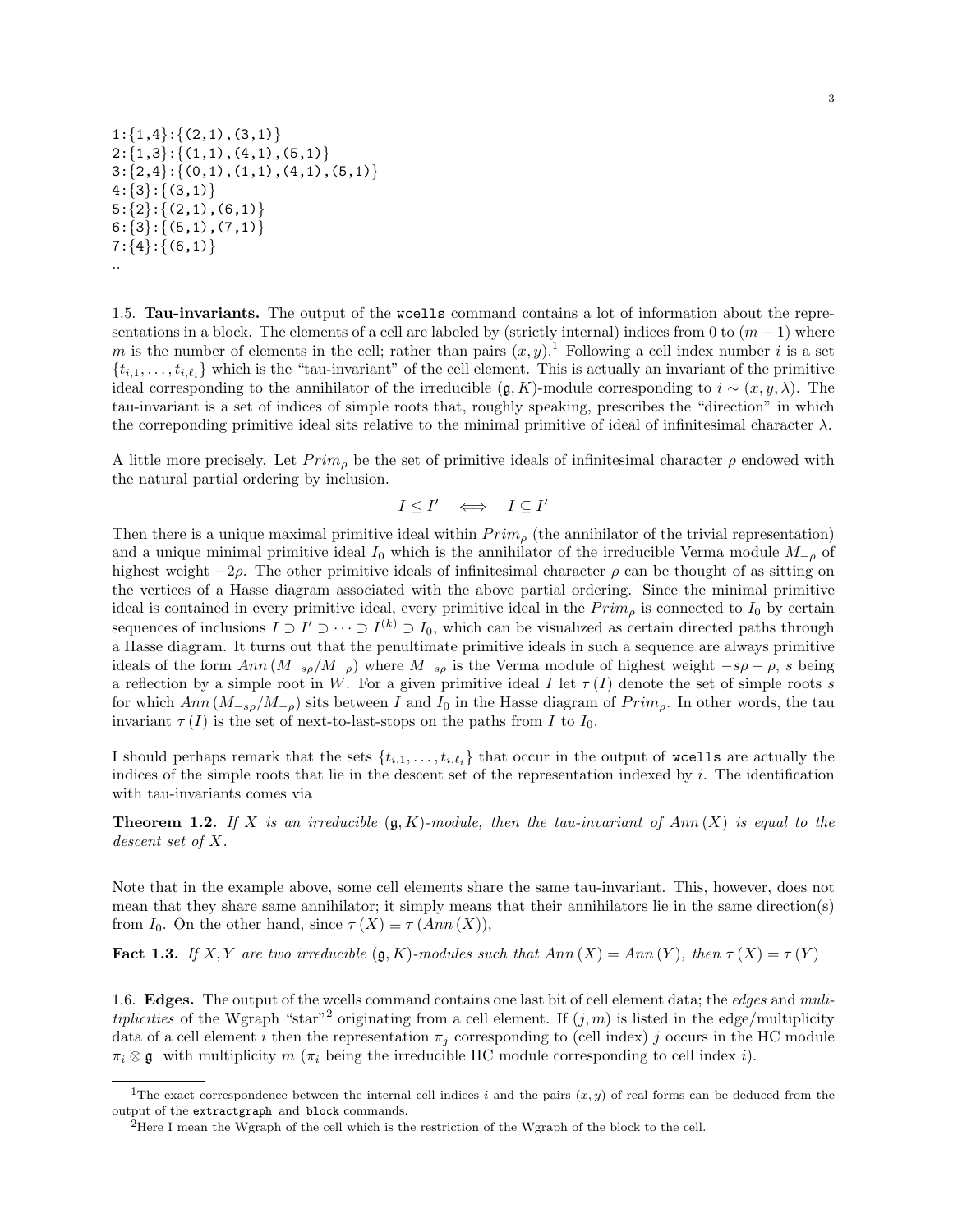```
1:{1,4}:{(2,1),(3,1)}
2:{1,3}:{(1,1),(4,1),(5,1)}
3:{2,4}:{(0,1),(1,1),(4,1),(5,1)}
4:{3}:{(3,1)}
5:{2}:{(2,1),(6,1)}
6:{3}:{(5,1),(7,1)}
7:{4}:{(6,1)}
..
```

1.5. **Tau-invariants.** The output of the `wcells` command contains a lot of information about the representations in a block. The elements of a cell are labeled by (strictly internal) indices from 0 to $(m-1)$ where $m$ is the number of elements in the cell; rather than pairs $(x, y)$.[1] Following a cell index number $i$ is a set $\{t_{i,1}, \ldots, t_{i,\ell_i}\}$ which is the "tau-invariant" of the cell element. This is actually an invariant of the primitive ideal corresponding to the annihilator of the irreducible $(\mathfrak{g}, K)$-module corresponding to $i \sim (x, y, \lambda)$. The tau-invariant is a set of indices of simple roots that, roughly speaking, prescribes the "direction" in which the correponding primitive ideal sits relative to the minimal primitive of ideal of infinitesimal character $\lambda$.

A little more precisely. Let $Prim_\rho$ be the set of primitive ideals of infinitesimal character $\rho$ endowed with the natural partial ordering by inclusion.

$$I \leq I' \quad \Longleftrightarrow \quad I \subseteq I'$$

Then there is a unique maximal primitive ideal within $Prim_\rho$ (the annihilator of the trivial representation) and a unique minimal primitive ideal $I_0$ which is the annihilator of the irreducible Verma module $M_{-\rho}$ of highest weight $-2\rho$. The other primitive ideals of infinitesimal character $\rho$ can be thought of as sitting on the vertices of a Hasse diagram associated with the above partial ordering. Since the minimal primitive ideal is contained in every primitive ideal, every primitive ideal in the $Prim_\rho$ is connected to $I_0$ by certain sequences of inclusions $I \supset I' \supset \cdots \supset I^{(k)} \supset I_0$, which can be visualized as certain directed paths through a Hasse diagram. It turns out that the penultimate primitive ideals in such a sequence are always primitive ideals of the form $Ann\,(M_{-s\rho}/M_{-\rho})$ where $M_{-s\rho}$ is the Verma module of highest weight $-s\rho - \rho$, $s$ being a reflection by a simple root in $W$. For a given primitive ideal $I$ let $\tau\,(I)$ denote the set of simple roots $s$ for which $Ann\,(M_{-s\rho}/M_{-\rho})$ sits between $I$ and $I_0$ in the Hasse diagram of $Prim_\rho$. In other words, the tau invariant $\tau\,(I)$ is the set of next-to-last-stops on the paths from $I$ to $I_0$.

I should perhaps remark that the sets $\{t_{i,1}, \ldots, t_{i,\ell_i}\}$ that occur in the output of `wcells` are actually the indices of the simple roots that lie in the descent set of the representation indexed by $i$. The identification with tau-invariants comes via

**Theorem 1.2.** *If $X$ is an irreducible $(\mathfrak{g}, K)$-module, then the tau-invariant of $Ann\,(X)$ is equal to the descent set of $X$.*

Note that in the example above, some cell elements share the same tau-invariant. This, however, does not mean that they share same annihilator; it simply means that their annihilators lie in the same direction(s) from $I_0$. On the other hand, since $\tau\,(X) \equiv \tau\,(Ann\,(X))$,

**Fact 1.3.** *If $X, Y$ are two irreducible $(\mathfrak{g}, K)$-modules such that $Ann\,(X) = Ann\,(Y)$, then $\tau\,(X) = \tau\,(Y)$*

1.6. **Edges.** The output of the wcells command contains one last bit of cell element data; the *edges* and *mulitiplicities* of the Wgraph "star"[2] originating from a cell element. If $(j, m)$ is listed in the edge/multiplicity data of a cell element $i$ then the representation $\pi_j$ corresponding to (cell index) $j$ occurs in the HC module $\pi_i \otimes \mathfrak{g}$ with multiplicity $m$ ($\pi_i$ being the irreducible HC module corresponding to cell index $i$).

---

[1] The exact correspondence between the internal cell indices $i$ and the pairs $(x, y)$ of real forms can be deduced from the output of the `extractgraph` and `block` commands.

[2] Here I mean the Wgraph of the cell which is the restriction of the Wgraph of the block to the cell.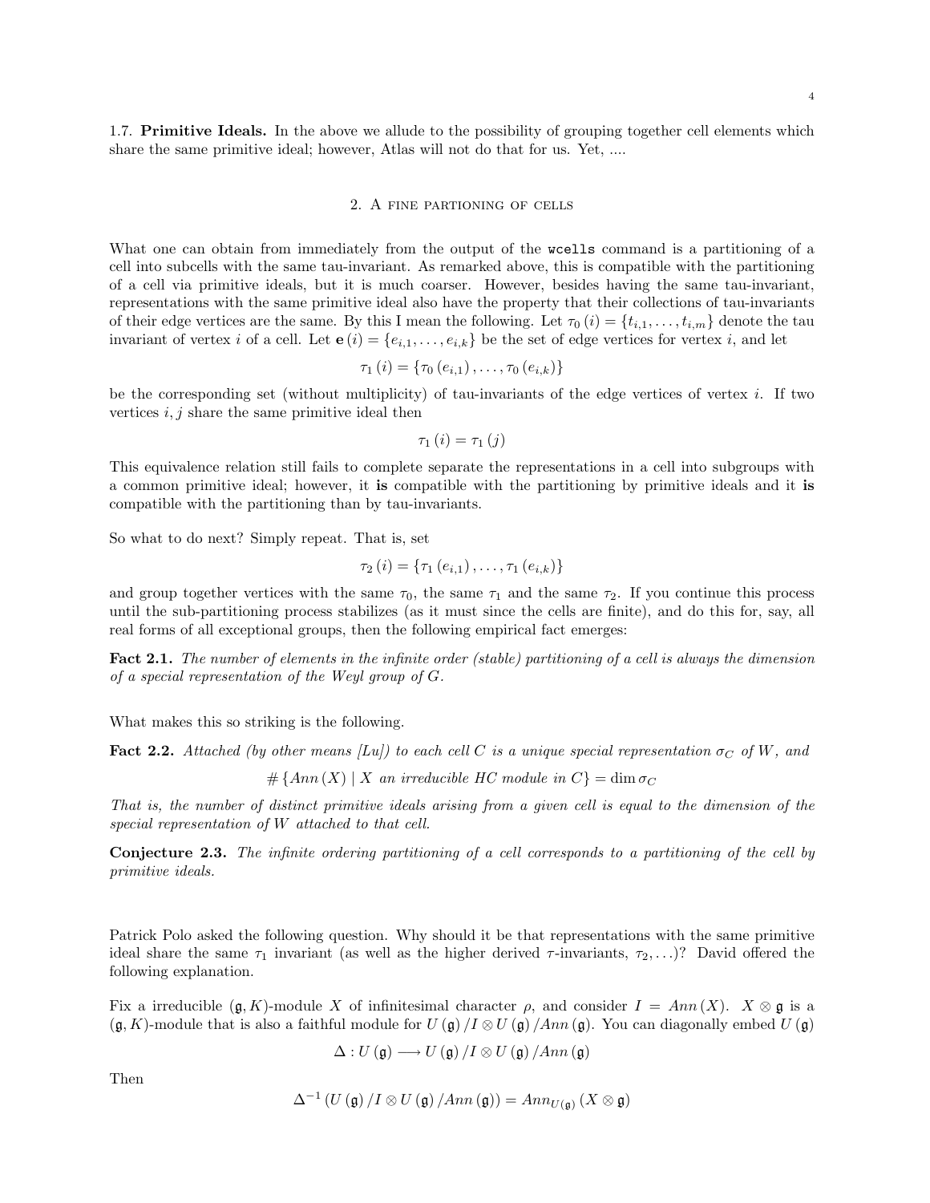1.7. **Primitive Ideals.** In the above we allude to the possibility of grouping together cell elements which share the same primitive ideal; however, Atlas will not do that for us. Yet, ....

## 2. A fine partioning of cells

What one can obtain from immediately from the output of the `wcells` command is a partitioning of a cell into subcells with the same tau-invariant. As remarked above, this is compatible with the partitioning of a cell via primitive ideals, but it is much coarser. However, besides having the same tau-invariant, representations with the same primitive ideal also have the property that their collections of tau-invariants of their edge vertices are the same. By this I mean the following. Let $\tau_0(i) = \{t_{i,1}, \ldots, t_{i,m}\}$ denote the tau invariant of vertex $i$ of a cell. Let $\mathbf{e}(i) = \{e_{i,1}, \ldots, e_{i,k}\}$ be the set of edge vertices for vertex $i$, and let

$$\tau_1(i) = \{\tau_0(e_{i,1}), \ldots, \tau_0(e_{i,k})\}$$

be the corresponding set (without multiplicity) of tau-invariants of the edge vertices of vertex $i$. If two vertices $i, j$ share the same primitive ideal then

$$\tau_1(i) = \tau_1(j)$$

This equivalence relation still fails to complete separate the representations in a cell into subgroups with a common primitive ideal; however, it **is** compatible with the partitioning by primitive ideals and it **is** compatible with the partitioning than by tau-invariants.

So what to do next? Simply repeat. That is, set

$$\tau_2(i) = \{\tau_1(e_{i,1}), \ldots, \tau_1(e_{i,k})\}$$

and group together vertices with the same $\tau_0$, the same $\tau_1$ and the same $\tau_2$. If you continue this process until the sub-partitioning process stabilizes (as it must since the cells are finite), and do this for, say, all real forms of all exceptional groups, then the following empirical fact emerges:

**Fact 2.1.** *The number of elements in the infinite order (stable) partitioning of a cell is always the dimension of a special representation of the Weyl group of G.*

What makes this so striking is the following.

**Fact 2.2.** *Attached (by other means [Lu]) to each cell C is a unique special representation $\sigma_C$ of W, and*

$$\#\{Ann(X) \mid X \text{ an irreducible HC module in } C\} = \dim \sigma_C$$

*That is, the number of distinct primitive ideals arising from a given cell is equal to the dimension of the special representation of W attached to that cell.*

**Conjecture 2.3.** *The infinite ordering partitioning of a cell corresponds to a partitioning of the cell by primitive ideals.*

Patrick Polo asked the following question. Why should it be that representations with the same primitive ideal share the same $\tau_1$ invariant (as well as the higher derived $\tau$-invariants, $\tau_2, \ldots$)? David offered the following explanation.

Fix a irreducible $(\mathfrak{g}, K)$-module $X$ of infinitesimal character $\rho$, and consider $I = Ann(X)$. $X \otimes \mathfrak{g}$ is a $(\mathfrak{g}, K)$-module that is also a faithful module for $U(\mathfrak{g})/I \otimes U(\mathfrak{g})/Ann(\mathfrak{g})$. You can diagonally embed $U(\mathfrak{g})$

$$\Delta : U(\mathfrak{g}) \longrightarrow U(\mathfrak{g})/I \otimes U(\mathfrak{g})/Ann(\mathfrak{g})$$

Then

$$\Delta^{-1}(U(\mathfrak{g})/I \otimes U(\mathfrak{g})/Ann(\mathfrak{g})) = Ann_{U(\mathfrak{g})}(X \otimes \mathfrak{g})$$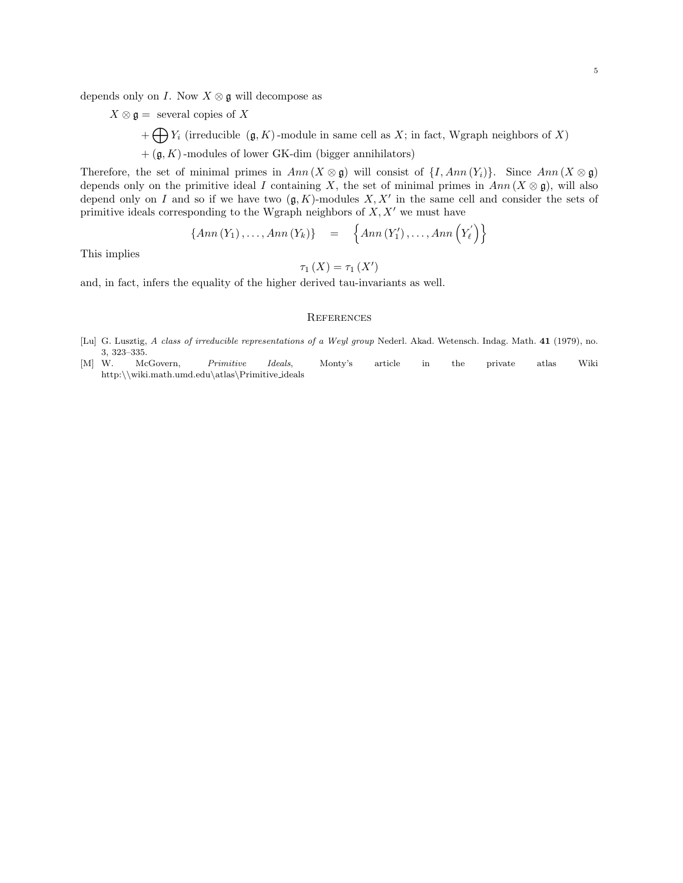depends only on $I$. Now $X \otimes \mathfrak{g}$ will decompose as

$$
\begin{aligned}
X \otimes \mathfrak{g} = & \text{ several copies of } X \\
& + \bigoplus Y_i \text{ (irreducible } (\mathfrak{g}, K)\text{-module in same cell as } X\text{; in fact, Wgraph neighbors of } X) \\
& + (\mathfrak{g}, K)\text{-modules of lower GK-dim (bigger annihilators)}
\end{aligned}
$$

Therefore, the set of minimal primes in $Ann(X \otimes \mathfrak{g})$ will consist of $\{I, Ann(Y_i)\}$. Since $Ann(X \otimes \mathfrak{g})$ depends only on the primitive ideal $I$ containing $X$, the set of minimal primes in $Ann(X \otimes \mathfrak{g})$, will also depend only on $I$ and so if we have two $(\mathfrak{g}, K)$-modules $X, X'$ in the same cell and consider the sets of primitive ideals corresponding to the Wgraph neighbors of $X, X'$ we must have

$$
\{Ann(Y_1), \ldots, Ann(Y_k)\} \quad = \quad \left\{Ann(Y_1'), \ldots, Ann\left(Y_\ell'\right)\right\}
$$

This implies

$$
\tau_1(X) = \tau_1(X')
$$

and, in fact, infers the equality of the higher derived tau-invariants as well.

## References

[Lu] G. Lusztig, *A class of irreducible representations of a Weyl group* Nederl. Akad. Wetensch. Indag. Math. **41** (1979), no. 3, 323–335.

[M] W. McGovern, *Primitive Ideals*, Monty's article in the private atlas Wiki http:\\wiki.math.umd.edu\atlas\Primitive_ideals